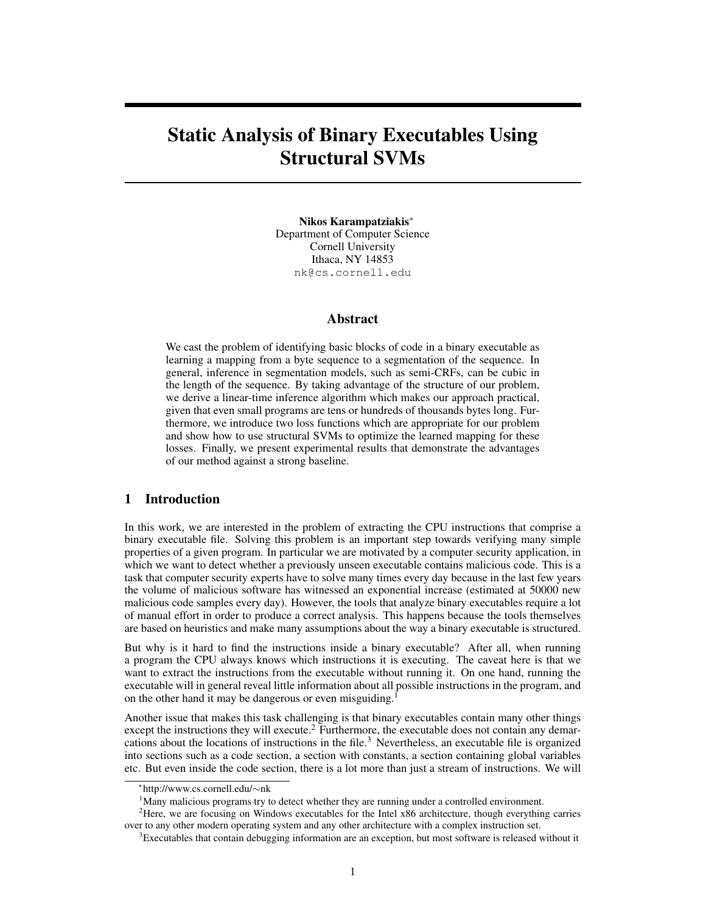# Static Analysis of Binary Executables Using Structural SVMs

**Nikos Karampatziakis***
Department of Computer Science
Cornell University
Ithaca, NY 14853
nk@cs.cornell.edu

## Abstract

We cast the problem of identifying basic blocks of code in a binary executable as learning a mapping from a byte sequence to a segmentation of the sequence. In general, inference in segmentation models, such as semi-CRFs, can be cubic in the length of the sequence. By taking advantage of the structure of our problem, we derive a linear-time inference algorithm which makes our approach practical, given that even small programs are tens or hundreds of thousands bytes long. Furthermore, we introduce two loss functions which are appropriate for our problem and show how to use structural SVMs to optimize the learned mapping for these losses. Finally, we present experimental results that demonstrate the advantages of our method against a strong baseline.

## 1 Introduction

In this work, we are interested in the problem of extracting the CPU instructions that comprise a binary executable file. Solving this problem is an important step towards verifying many simple properties of a given program. In particular we are motivated by a computer security application, in which we want to detect whether a previously unseen executable contains malicious code. This is a task that computer security experts have to solve many times every day because in the last few years the volume of malicious software has witnessed an exponential increase (estimated at 50000 new malicious code samples every day). However, the tools that analyze binary executables require a lot of manual effort in order to produce a correct analysis. This happens because the tools themselves are based on heuristics and make many assumptions about the way a binary executable is structured.

But why is it hard to find the instructions inside a binary executable? After all, when running a program the CPU always knows which instructions it is executing. The caveat here is that we want to extract the instructions from the executable without running it. On one hand, running the executable will in general reveal little information about all possible instructions in the program, and on the other hand it may be dangerous or even misguiding.[1]

Another issue that makes this task challenging is that binary executables contain many other things except the instructions they will execute.[2] Furthermore, the executable does not contain any demarcations about the locations of instructions in the file.[3] Nevertheless, an executable file is organized into sections such as a code section, a section with constants, a section containing global variables etc. But even inside the code section, there is a lot more than just a stream of instructions. We will

*http://www.cs.cornell.edu/∼nk

[1] Many malicious programs try to detect whether they are running under a controlled environment.

[2] Here, we are focusing on Windows executables for the Intel x86 architecture, though everything carries over to any other modern operating system and any other architecture with a complex instruction set.

[3] Executables that contain debugging information are an exception, but most software is released without it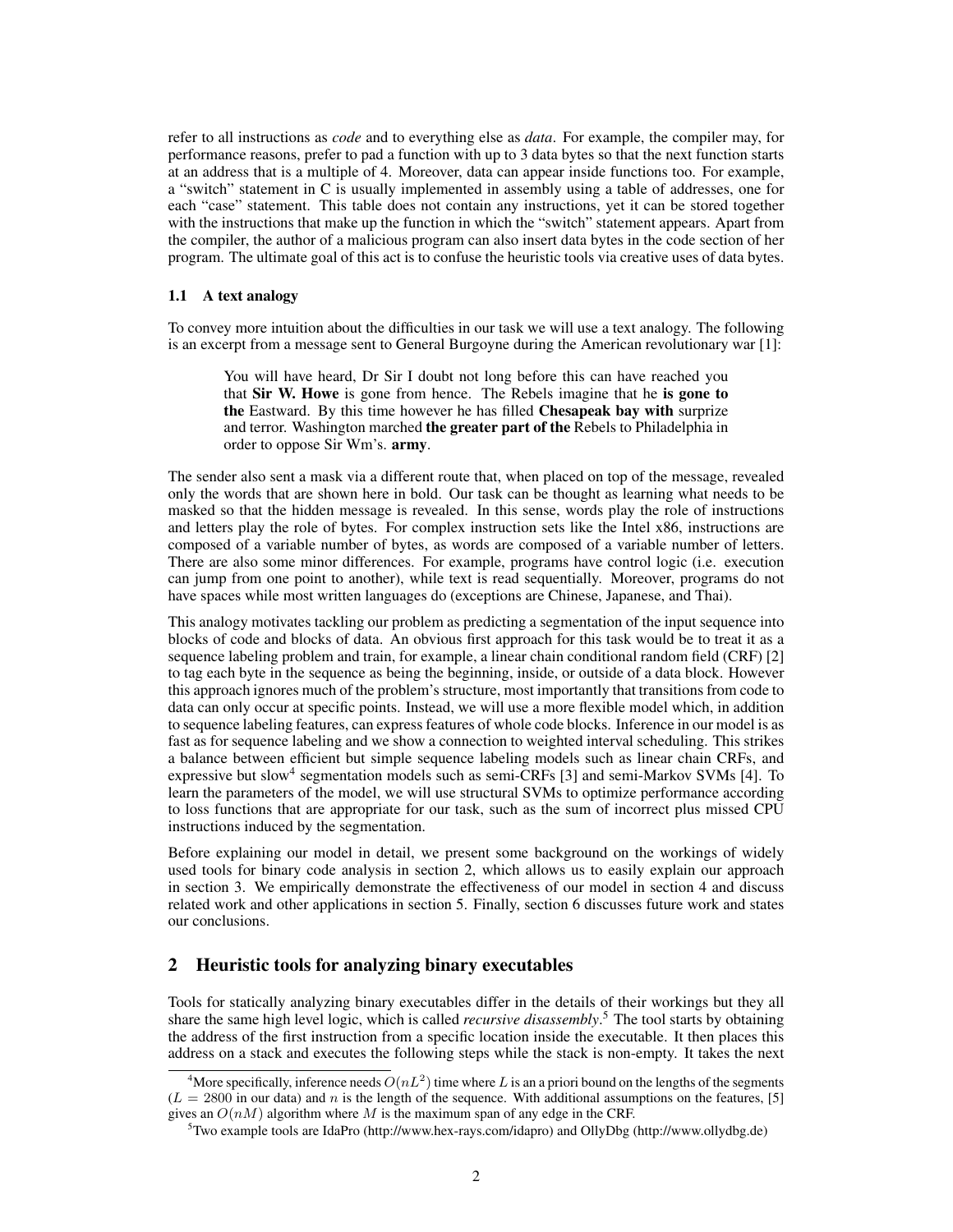refer to all instructions as *code* and to everything else as *data*. For example, the compiler may, for performance reasons, prefer to pad a function with up to 3 data bytes so that the next function starts at an address that is a multiple of 4. Moreover, data can appear inside functions too. For example, a "switch" statement in C is usually implemented in assembly using a table of addresses, one for each "case" statement. This table does not contain any instructions, yet it can be stored together with the instructions that make up the function in which the "switch" statement appears. Apart from the compiler, the author of a malicious program can also insert data bytes in the code section of her program. The ultimate goal of this act is to confuse the heuristic tools via creative uses of data bytes.

### 1.1 A text analogy

To convey more intuition about the difficulties in our task we will use a text analogy. The following is an excerpt from a message sent to General Burgoyne during the American revolutionary war [1]:

> You will have heard, Dr Sir I doubt not long before this can have reached you that **Sir W. Howe** is gone from hence. The Rebels imagine that he **is gone to the** Eastward. By this time however he has filled **Chesapeak bay with** surprize and terror. Washington marched **the greater part of the** Rebels to Philadelphia in order to oppose Sir Wm's. **army**.

The sender also sent a mask via a different route that, when placed on top of the message, revealed only the words that are shown here in bold. Our task can be thought as learning what needs to be masked so that the hidden message is revealed. In this sense, words play the role of instructions and letters play the role of bytes. For complex instruction sets like the Intel x86, instructions are composed of a variable number of bytes, as words are composed of a variable number of letters. There are also some minor differences. For example, programs have control logic (i.e. execution can jump from one point to another), while text is read sequentially. Moreover, programs do not have spaces while most written languages do (exceptions are Chinese, Japanese, and Thai).

This analogy motivates tackling our problem as predicting a segmentation of the input sequence into blocks of code and blocks of data. An obvious first approach for this task would be to treat it as a sequence labeling problem and train, for example, a linear chain conditional random field (CRF) [2] to tag each byte in the sequence as being the beginning, inside, or outside of a data block. However this approach ignores much of the problem's structure, most importantly that transitions from code to data can only occur at specific points. Instead, we will use a more flexible model which, in addition to sequence labeling features, can express features of whole code blocks. Inference in our model is as fast as for sequence labeling and we show a connection to weighted interval scheduling. This strikes a balance between efficient but simple sequence labeling models such as linear chain CRFs, and expressive but slow[4] segmentation models such as semi-CRFs [3] and semi-Markov SVMs [4]. To learn the parameters of the model, we will use structural SVMs to optimize performance according to loss functions that are appropriate for our task, such as the sum of incorrect plus missed CPU instructions induced by the segmentation.

Before explaining our model in detail, we present some background on the workings of widely used tools for binary code analysis in section 2, which allows us to easily explain our approach in section 3. We empirically demonstrate the effectiveness of our model in section 4 and discuss related work and other applications in section 5. Finally, section 6 discusses future work and states our conclusions.

## 2 Heuristic tools for analyzing binary executables

Tools for statically analyzing binary executables differ in the details of their workings but they all share the same high level logic, which is called *recursive disassembly*.[5] The tool starts by obtaining the address of the first instruction from a specific location inside the executable. It then places this address on a stack and executes the following steps while the stack is non-empty. It takes the next

[4] More specifically, inference needs $O(nL^2)$ time where $L$ is an a priori bound on the lengths of the segments ($L = 2800$ in our data) and $n$ is the length of the sequence. With additional assumptions on the features, [5] gives an $O(nM)$ algorithm where $M$ is the maximum span of any edge in the CRF.

[5] Two example tools are IdaPro (http://www.hex-rays.com/idapro) and OllyDbg (http://www.ollydbg.de)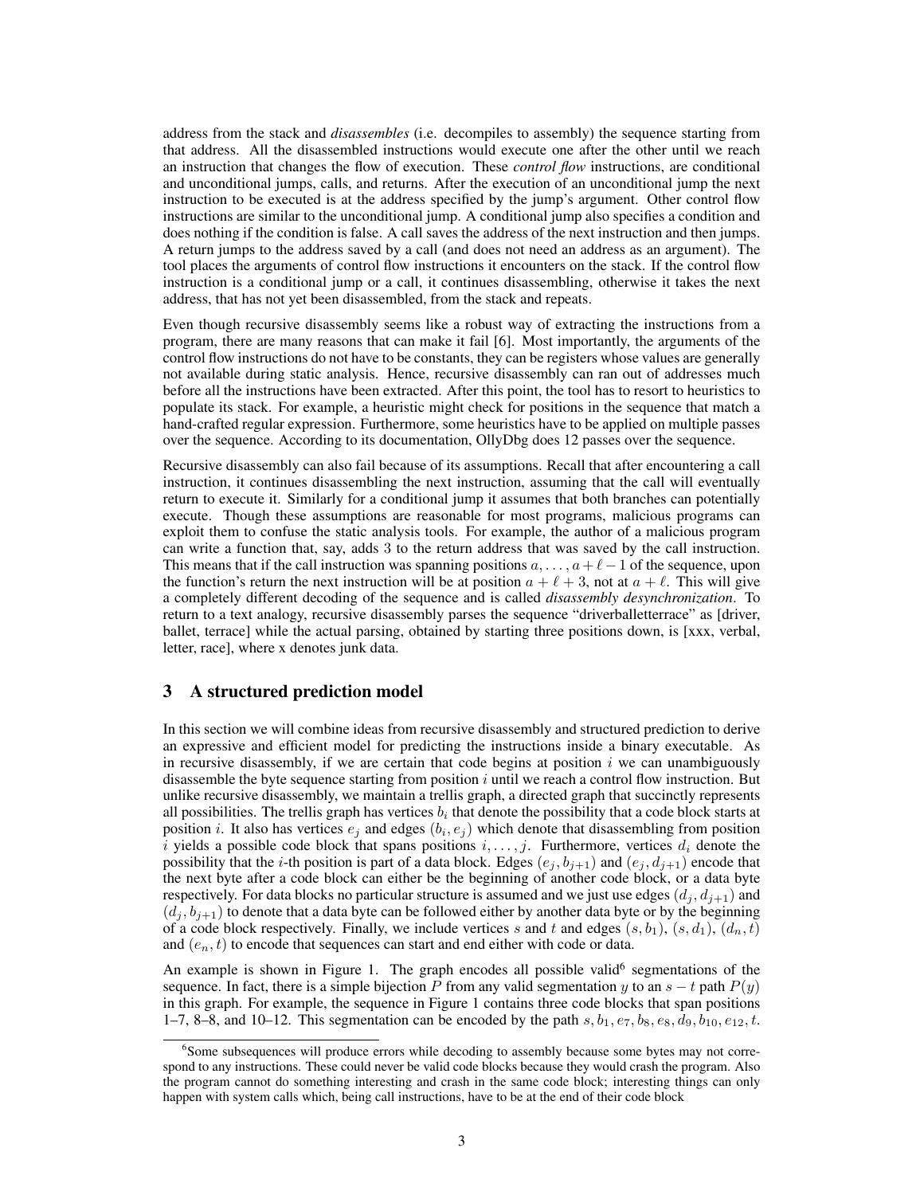address from the stack and *disassembles* (i.e. decompiles to assembly) the sequence starting from that address. All the disassembled instructions would execute one after the other until we reach an instruction that changes the flow of execution. These *control flow* instructions, are conditional and unconditional jumps, calls, and returns. After the execution of an unconditional jump the next instruction to be executed is at the address specified by the jump's argument. Other control flow instructions are similar to the unconditional jump. A conditional jump also specifies a condition and does nothing if the condition is false. A call saves the address of the next instruction and then jumps. A return jumps to the address saved by a call (and does not need an address as an argument). The tool places the arguments of control flow instructions it encounters on the stack. If the control flow instruction is a conditional jump or a call, it continues disassembling, otherwise it takes the next address, that has not yet been disassembled, from the stack and repeats.

Even though recursive disassembly seems like a robust way of extracting the instructions from a program, there are many reasons that can make it fail [6]. Most importantly, the arguments of the control flow instructions do not have to be constants, they can be registers whose values are generally not available during static analysis. Hence, recursive disassembly can ran out of addresses much before all the instructions have been extracted. After this point, the tool has to resort to heuristics to populate its stack. For example, a heuristic might check for positions in the sequence that match a hand-crafted regular expression. Furthermore, some heuristics have to be applied on multiple passes over the sequence. According to its documentation, OllyDbg does 12 passes over the sequence.

Recursive disassembly can also fail because of its assumptions. Recall that after encountering a call instruction, it continues disassembling the next instruction, assuming that the call will eventually return to execute it. Similarly for a conditional jump it assumes that both branches can potentially execute. Though these assumptions are reasonable for most programs, malicious programs can exploit them to confuse the static analysis tools. For example, the author of a malicious program can write a function that, say, adds 3 to the return address that was saved by the call instruction. This means that if the call instruction was spanning positions $a, \ldots, a+\ell-1$ of the sequence, upon the function's return the next instruction will be at position $a+\ell+3$, not at $a+\ell$. This will give a completely different decoding of the sequence and is called *disassembly desynchronization*. To return to a text analogy, recursive disassembly parses the sequence "driverballetterrace" as [driver, ballet, terrace] while the actual parsing, obtained by starting three positions down, is [xxx, verbal, letter, race], where x denotes junk data.

## 3 A structured prediction model

In this section we will combine ideas from recursive disassembly and structured prediction to derive an expressive and efficient model for predicting the instructions inside a binary executable. As in recursive disassembly, if we are certain that code begins at position $i$ we can unambiguously disassemble the byte sequence starting from position $i$ until we reach a control flow instruction. But unlike recursive disassembly, we maintain a trellis graph, a directed graph that succinctly represents all possibilities. The trellis graph has vertices $b_i$ that denote the possibility that a code block starts at position $i$. It also has vertices $e_j$ and edges $(b_i, e_j)$ which denote that disassembling from position $i$ yields a possible code block that spans positions $i, \ldots, j$. Furthermore, vertices $d_i$ denote the possibility that the $i$-th position is part of a data block. Edges $(e_j, b_{j+1})$ and $(e_j, d_{j+1})$ encode that the next byte after a code block can either be the beginning of another code block, or a data byte respectively. For data blocks no particular structure is assumed and we just use edges $(d_j, d_{j+1})$ and $(d_j, b_{j+1})$ to denote that a data byte can be followed either by another data byte or by the beginning of a code block respectively. Finally, we include vertices $s$ and $t$ and edges $(s, b_1)$, $(s, d_1)$, $(d_n, t)$ and $(e_n, t)$ to encode that sequences can start and end either with code or data.

An example is shown in Figure 1. The graph encodes all possible valid[6] segmentations of the sequence. In fact, there is a simple bijection $P$ from any valid segmentation $y$ to an $s-t$ path $P(y)$ in this graph. For example, the sequence in Figure 1 contains three code blocks that span positions 1–7, 8–8, and 10–12. This segmentation can be encoded by the path $s, b_1, e_7, b_8, e_8, d_9, b_{10}, e_{12}, t$.

[6]Some subsequences will produce errors while decoding to assembly because some bytes may not correspond to any instructions. These could never be valid code blocks because they would crash the program. Also the program cannot do something interesting and crash in the same code block; interesting things can only happen with system calls which, being call instructions, have to be at the end of their code block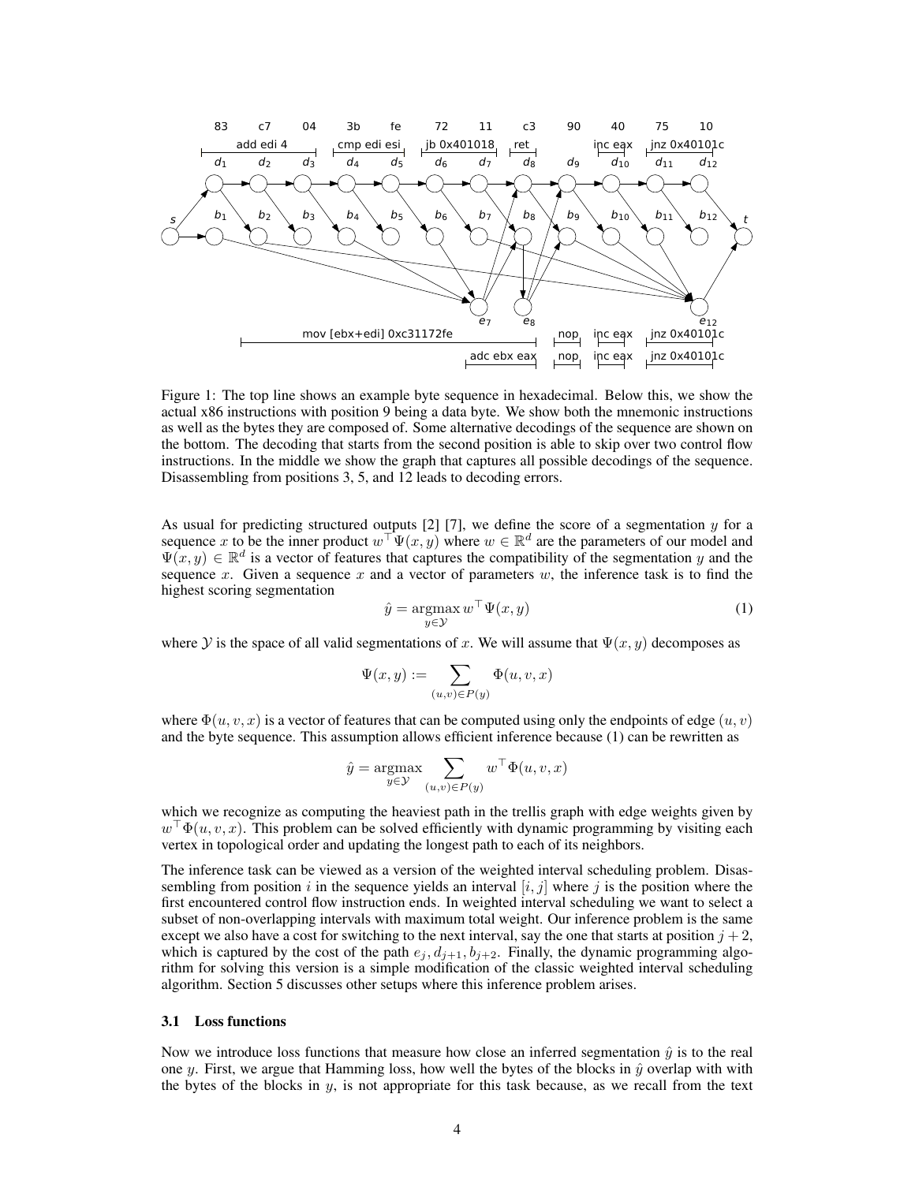Figure 1: The top line shows an example byte sequence in hexadecimal. Below this, we show the actual x86 instructions with position 9 being a data byte. We show both the mnemonic instructions as well as the bytes they are composed of. Some alternative decodings of the sequence are shown on the bottom. The decoding that starts from the second position is able to skip over two control flow instructions. In the middle we show the graph that captures all possible decodings of the sequence. Disassembling from positions 3, 5, and 12 leads to decoding errors.

As usual for predicting structured outputs [2] [7], we define the score of a segmentation $y$ for a sequence $x$ to be the inner product $w^\top \Psi(x, y)$ where $w \in \mathbb{R}^d$ are the parameters of our model and $\Psi(x, y) \in \mathbb{R}^d$ is a vector of features that captures the compatibility of the segmentation $y$ and the sequence $x$. Given a sequence $x$ and a vector of parameters $w$, the inference task is to find the highest scoring segmentation

$$\hat{y} = \operatorname*{argmax}_{y \in \mathcal{Y}} w^\top \Psi(x, y) \tag{1}$$

where $\mathcal{Y}$ is the space of all valid segmentations of $x$. We will assume that $\Psi(x, y)$ decomposes as

$$\Psi(x, y) := \sum_{(u,v) \in P(y)} \Phi(u, v, x)$$

where $\Phi(u, v, x)$ is a vector of features that can be computed using only the endpoints of edge $(u, v)$ and the byte sequence. This assumption allows efficient inference because (1) can be rewritten as

$$\hat{y} = \operatorname*{argmax}_{y \in \mathcal{Y}} \sum_{(u,v) \in P(y)} w^\top \Phi(u, v, x)$$

which we recognize as computing the heaviest path in the trellis graph with edge weights given by $w^\top \Phi(u, v, x)$. This problem can be solved efficiently with dynamic programming by visiting each vertex in topological order and updating the longest path to each of its neighbors.

The inference task can be viewed as a version of the weighted interval scheduling problem. Disassembling from position $i$ in the sequence yields an interval $[i, j]$ where $j$ is the position where the first encountered control flow instruction ends. In weighted interval scheduling we want to select a subset of non-overlapping intervals with maximum total weight. Our inference problem is the same except we also have a cost for switching to the next interval, say the one that starts at position $j + 2$, which is captured by the cost of the path $e_j, d_{j+1}, b_{j+2}$. Finally, the dynamic programming algorithm for solving this version is a simple modification of the classic weighted interval scheduling algorithm. Section 5 discusses other setups where this inference problem arises.

### 3.1 Loss functions

Now we introduce loss functions that measure how close an inferred segmentation $\hat{y}$ is to the real one $y$. First, we argue that Hamming loss, how well the bytes of the blocks in $\hat{y}$ overlap with with the bytes of the blocks in $y$, is not appropriate for this task because, as we recall from the text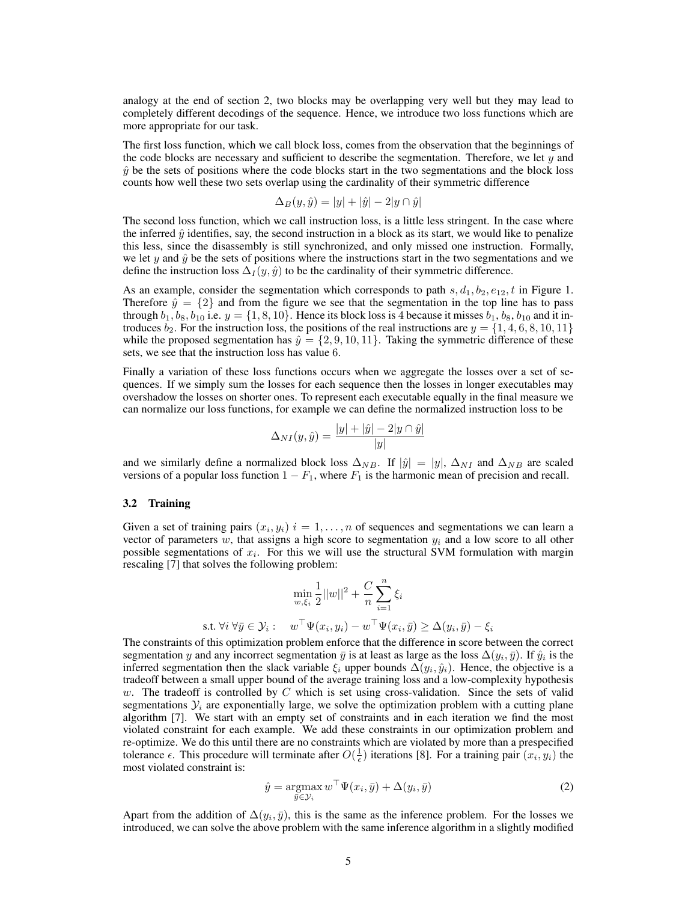analogy at the end of section 2, two blocks may be overlapping very well but they may lead to completely different decodings of the sequence. Hence, we introduce two loss functions which are more appropriate for our task.

The first loss function, which we call block loss, comes from the observation that the beginnings of the code blocks are necessary and sufficient to describe the segmentation. Therefore, we let $y$ and $\hat{y}$ be the sets of positions where the code blocks start in the two segmentations and the block loss counts how well these two sets overlap using the cardinality of their symmetric difference

$$\Delta_B(y, \hat{y}) = |y| + |\hat{y}| - 2|y \cap \hat{y}|$$

The second loss function, which we call instruction loss, is a little less stringent. In the case where the inferred $\hat{y}$ identifies, say, the second instruction in a block as its start, we would like to penalize this less, since the disassembly is still synchronized, and only missed one instruction. Formally, we let $y$ and $\hat{y}$ be the sets of positions where the instructions start in the two segmentations and we define the instruction loss $\Delta_I(y, \hat{y})$ to be the cardinality of their symmetric difference.

As an example, consider the segmentation which corresponds to path $s, d_1, b_2, e_{12}, t$ in Figure 1. Therefore $\hat{y} = \{2\}$ and from the figure we see that the segmentation in the top line has to pass through $b_1, b_8, b_{10}$ i.e. $y = \{1, 8, 10\}$. Hence its block loss is 4 because it misses $b_1, b_8, b_{10}$ and it introduces $b_2$. For the instruction loss, the positions of the real instructions are $y = \{1, 4, 6, 8, 10, 11\}$ while the proposed segmentation has $\hat{y} = \{2, 9, 10, 11\}$. Taking the symmetric difference of these sets, we see that the instruction loss has value 6.

Finally a variation of these loss functions occurs when we aggregate the losses over a set of sequences. If we simply sum the losses for each sequence then the losses in longer executables may overshadow the losses on shorter ones. To represent each executable equally in the final measure we can normalize our loss functions, for example we can define the normalized instruction loss to be

$$\Delta_{NI}(y, \hat{y}) = \frac{|y| + |\hat{y}| - 2|y \cap \hat{y}|}{|y|}$$

and we similarly define a normalized block loss $\Delta_{NB}$. If $|\hat{y}| = |y|$, $\Delta_{NI}$ and $\Delta_{NB}$ are scaled versions of a popular loss function $1 - F_1$, where $F_1$ is the harmonic mean of precision and recall.

### 3.2 Training

Given a set of training pairs $(x_i, y_i)$ $i = 1, \ldots, n$ of sequences and segmentations we can learn a vector of parameters $w$, that assigns a high score to segmentation $y_i$ and a low score to all other possible segmentations of $x_i$. For this we will use the structural SVM formulation with margin rescaling [7] that solves the following problem:

$$\min_{w, \xi_i} \frac{1}{2}||w||^2 + \frac{C}{n} \sum_{i=1}^{n} \xi_i$$

$$\text{s.t. } \forall i \; \forall \bar{y} \in \mathcal{Y}_i : \quad w^\top \Psi(x_i, y_i) - w^\top \Psi(x_i, \bar{y}) \geq \Delta(y_i, \bar{y}) - \xi_i$$

The constraints of this optimization problem enforce that the difference in score between the correct segmentation $y$ and any incorrect segmentation $\bar{y}$ is at least as large as the loss $\Delta(y_i, \bar{y})$. If $\hat{y}_i$ is the inferred segmentation then the slack variable $\xi_i$ upper bounds $\Delta(y_i, \hat{y}_i)$. Hence, the objective is a tradeoff between a small upper bound of the average training loss and a low-complexity hypothesis $w$. The tradeoff is controlled by $C$ which is set using cross-validation. Since the sets of valid segmentations $\mathcal{Y}_i$ are exponentially large, we solve the optimization problem with a cutting plane algorithm [7]. We start with an empty set of constraints and in each iteration we find the most violated constraint for each example. We add these constraints in our optimization problem and re-optimize. We do this until there are no constraints which are violated by more than a prespecified tolerance $\epsilon$. This procedure will terminate after $O(\frac{1}{\epsilon})$ iterations [8]. For a training pair $(x_i, y_i)$ the most violated constraint is:

$$\hat{y} = \operatorname*{argmax}_{\bar{y} \in \mathcal{Y}_i} w^\top \Psi(x_i, \bar{y}) + \Delta(y_i, \bar{y}) \tag{2}$$

Apart from the addition of $\Delta(y_i, \bar{y})$, this is the same as the inference problem. For the losses we introduced, we can solve the above problem with the same inference algorithm in a slightly modified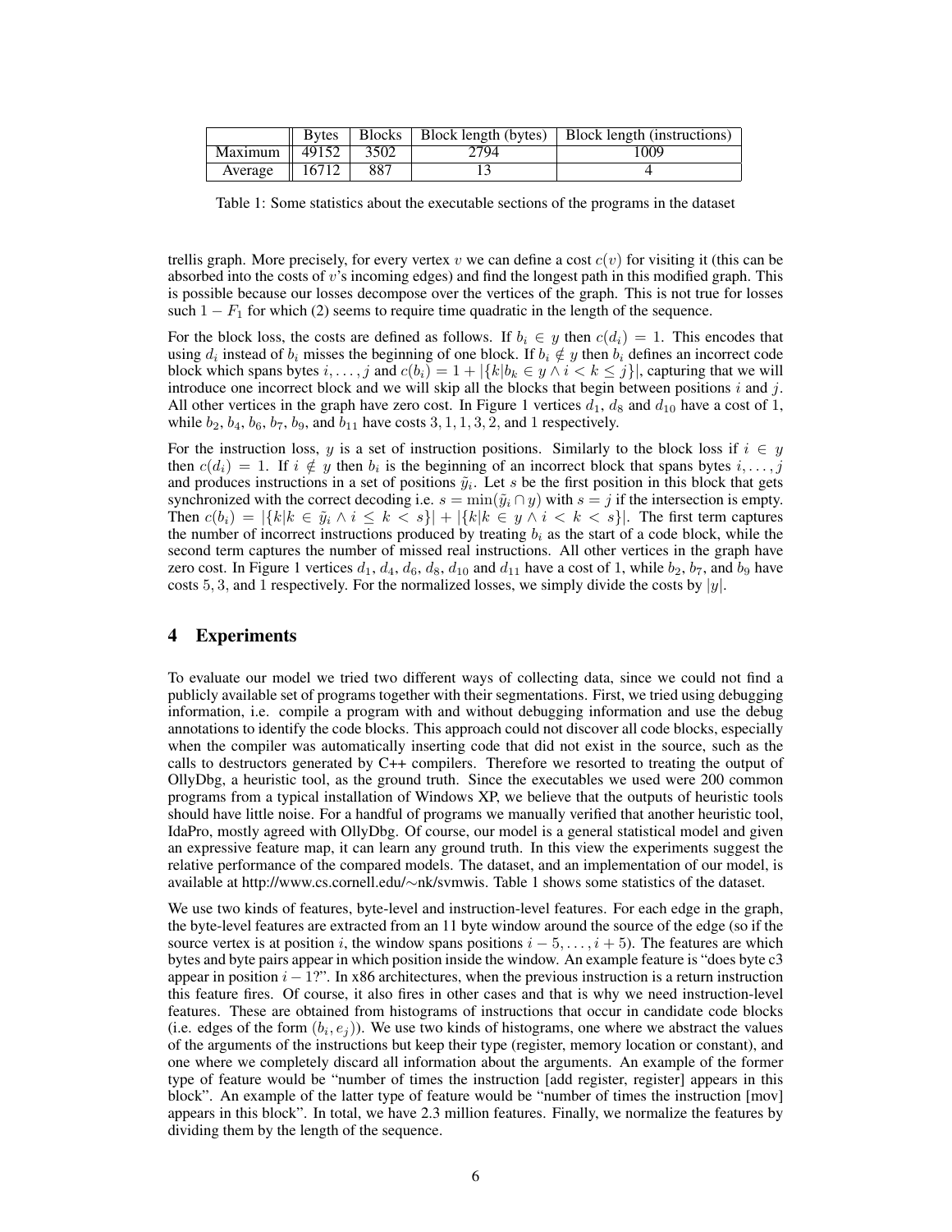| | Bytes | Blocks | Block length (bytes) | Block length (instructions) |
|---|---|---|---|---|
| Maximum | 49152 | 3502 | 2794 | 1009 |
| Average | 16712 | 887 | 13 | 4 |

Table 1: Some statistics about the executable sections of the programs in the dataset

trellis graph. More precisely, for every vertex $v$ we can define a cost $c(v)$ for visiting it (this can be absorbed into the costs of $v$'s incoming edges) and find the longest path in this modified graph. This is possible because our losses decompose over the vertices of the graph. This is not true for losses such $1 - F_1$ for which (2) seems to require time quadratic in the length of the sequence.

For the block loss, the costs are defined as follows. If $b_i \in y$ then $c(d_i) = 1$. This encodes that using $d_i$ instead of $b_i$ misses the beginning of one block. If $b_i \notin y$ then $b_i$ defines an incorrect code block which spans bytes $i, \ldots, j$ and $c(b_i) = 1 + |\{k | b_k \in y \wedge i < k \leq j\}|$, capturing that we will introduce one incorrect block and we will skip all the blocks that begin between positions $i$ and $j$. All other vertices in the graph have zero cost. In Figure 1 vertices $d_1$, $d_8$ and $d_{10}$ have a cost of 1, while $b_2$, $b_4$, $b_6$, $b_7$, $b_9$, and $b_{11}$ have costs $3, 1, 1, 3, 2$, and 1 respectively.

For the instruction loss, $y$ is a set of instruction positions. Similarly to the block loss if $i \in y$ then $c(d_i) = 1$. If $i \notin y$ then $b_i$ is the beginning of an incorrect block that spans bytes $i, \ldots, j$ and produces instructions in a set of positions $\tilde{y}_i$. Let $s$ be the first position in this block that gets synchronized with the correct decoding i.e. $s = \min(\tilde{y}_i \cap y)$ with $s = j$ if the intersection is empty. Then $c(b_i) = |\{k | k \in \tilde{y}_i \wedge i \leq k < s\}| + |\{k | k \in y \wedge i < k < s\}|$. The first term captures the number of incorrect instructions produced by treating $b_i$ as the start of a code block, while the second term captures the number of missed real instructions. All other vertices in the graph have zero cost. In Figure 1 vertices $d_1$, $d_4$, $d_6$, $d_8$, $d_{10}$ and $d_{11}$ have a cost of 1, while $b_2$, $b_7$, and $b_9$ have costs $5, 3$, and 1 respectively. For the normalized losses, we simply divide the costs by $|y|$.

## 4 Experiments

To evaluate our model we tried two different ways of collecting data, since we could not find a publicly available set of programs together with their segmentations. First, we tried using debugging information, i.e. compile a program with and without debugging information and use the debug annotations to identify the code blocks. This approach could not discover all code blocks, especially when the compiler was automatically inserting code that did not exist in the source, such as the calls to destructors generated by C++ compilers. Therefore we resorted to treating the output of OllyDbg, a heuristic tool, as the ground truth. Since the executables we used were 200 common programs from a typical installation of Windows XP, we believe that the outputs of heuristic tools should have little noise. For a handful of programs we manually verified that another heuristic tool, IdaPro, mostly agreed with OllyDbg. Of course, our model is a general statistical model and given an expressive feature map, it can learn any ground truth. In this view the experiments suggest the relative performance of the compared models. The dataset, and an implementation of our model, is available at http://www.cs.cornell.edu/∼nk/svmwis. Table 1 shows some statistics of the dataset.

We use two kinds of features, byte-level and instruction-level features. For each edge in the graph, the byte-level features are extracted from an 11 byte window around the source of the edge (so if the source vertex is at position $i$, the window spans positions $i-5, \ldots, i+5$). The features are which bytes and byte pairs appear in which position inside the window. An example feature is "does byte c3 appear in position $i - 1$?". In x86 architectures, when the previous instruction is a return instruction this feature fires. Of course, it also fires in other cases and that is why we need instruction-level features. These are obtained from histograms of instructions that occur in candidate code blocks (i.e. edges of the form $(b_i, e_j)$). We use two kinds of histograms, one where we abstract the values of the arguments of the instructions but keep their type (register, memory location or constant), and one where we completely discard all information about the arguments. An example of the former type of feature would be "number of times the instruction [add register, register] appears in this block". An example of the latter type of feature would be "number of times the instruction [mov] appears in this block". In total, we have 2.3 million features. Finally, we normalize the features by dividing them by the length of the sequence.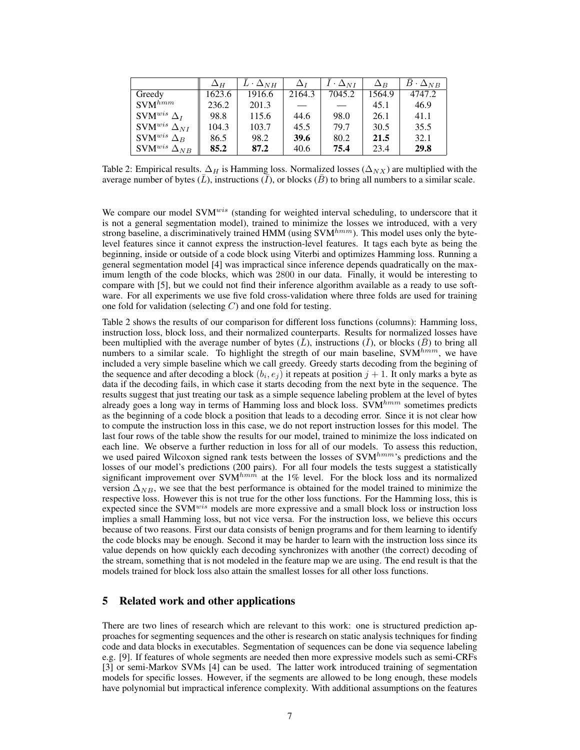|  | $\Delta_H$ | $\bar{L} \cdot \Delta_{NH}$ | $\Delta_I$ | $\bar{I} \cdot \Delta_{NI}$ | $\Delta_B$ | $\bar{B} \cdot \Delta_{NB}$ |
|---|---|---|---|---|---|---|
| Greedy | 1623.6 | 1916.6 | 2164.3 | 7045.2 | 1564.9 | 4747.2 |
| SVM$^{hmm}$ | 236.2 | 201.3 | — | — | 45.1 | 46.9 |
| SVM$^{wis}$ $\Delta_I$ | 98.8 | 115.6 | 44.6 | 98.0 | 26.1 | 41.1 |
| SVM$^{wis}$ $\Delta_{NI}$ | 104.3 | 103.7 | 45.5 | 79.7 | 30.5 | 35.5 |
| SVM$^{wis}$ $\Delta_B$ | 86.5 | 98.2 | **39.6** | 80.2 | **21.5** | 32.1 |
| SVM$^{wis}$ $\Delta_{NB}$ | **85.2** | **87.2** | 40.6 | **75.4** | 23.4 | **29.8** |

Table 2: Empirical results. $\Delta_H$ is Hamming loss. Normalized losses ($\Delta_{NX}$) are multiplied with the average number of bytes ($\bar{L}$), instructions ($\bar{I}$), or blocks ($\bar{B}$) to bring all numbers to a similar scale.

We compare our model SVM$^{wis}$ (standing for weighted interval scheduling, to underscore that it is not a general segmentation model), trained to minimize the losses we introduced, with a very strong baseline, a discriminatively trained HMM (using SVM$^{hmm}$). This model uses only the byte-level features since it cannot express the instruction-level features. It tags each byte as being the beginning, inside or outside of a code block using Viterbi and optimizes Hamming loss. Running a general segmentation model [4] was impractical since inference depends quadratically on the maximum length of the code blocks, which was 2800 in our data. Finally, it would be interesting to compare with [5], but we could not find their inference algorithm available as a ready to use software. For all experiments we use five fold cross-validation where three folds are used for training one fold for validation (selecting $C$) and one fold for testing.

Table 2 shows the results of our comparison for different loss functions (columns): Hamming loss, instruction loss, block loss, and their normalized counterparts. Results for normalized losses have been multiplied with the average number of bytes ($\bar{L}$), instructions ($\bar{I}$), or blocks ($\bar{B}$) to bring all numbers to a similar scale. To highlight the stregth of our main baseline, SVM$^{hmm}$, we have included a very simple baseline which we call greedy. Greedy starts decoding from the begining of the sequence and after decoding a block $(b_i, e_j)$ it repeats at position $j + 1$. It only marks a byte as data if the decoding fails, in which case it starts decoding from the next byte in the sequence. The results suggest that just treating our task as a simple sequence labeling problem at the level of bytes already goes a long way in terms of Hamming loss and block loss. SVM$^{hmm}$ sometimes predicts as the beginning of a code block a position that leads to a decoding error. Since it is not clear how to compute the instruction loss in this case, we do not report instruction losses for this model. The last four rows of the table show the results for our model, trained to minimize the loss indicated on each line. We observe a further reduction in loss for all of our models. To assess this reduction, we used paired Wilcoxon signed rank tests between the losses of SVM$^{hmm}$'s predictions and the losses of our model's predictions (200 pairs). For all four models the tests suggest a statistically significant improvement over SVM$^{hmm}$ at the 1% level. For the block loss and its normalized version $\Delta_{NB}$, we see that the best performance is obtained for the model trained to minimize the respective loss. However this is not true for the other loss functions. For the Hamming loss, this is expected since the SVM$^{wis}$ models are more expressive and a small block loss or instruction loss implies a small Hamming loss, but not vice versa. For the instruction loss, we believe this occurs because of two reasons. First our data consists of benign programs and for them learning to identify the code blocks may be enough. Second it may be harder to learn with the instruction loss since its value depends on how quickly each decoding synchronizes with another (the correct) decoding of the stream, something that is not modeled in the feature map we are using. The end result is that the models trained for block loss also attain the smallest losses for all other loss functions.

## 5 Related work and other applications

There are two lines of research which are relevant to this work: one is structured prediction approaches for segmenting sequences and the other is research on static analysis techniques for finding code and data blocks in executables. Segmentation of sequences can be done via sequence labeling e.g. [9]. If features of whole segments are needed then more expressive models such as semi-CRFs [3] or semi-Markov SVMs [4] can be used. The latter work introduced training of segmentation models for specific losses. However, if the segments are allowed to be long enough, these models have polynomial but impractical inference complexity. With additional assumptions on the features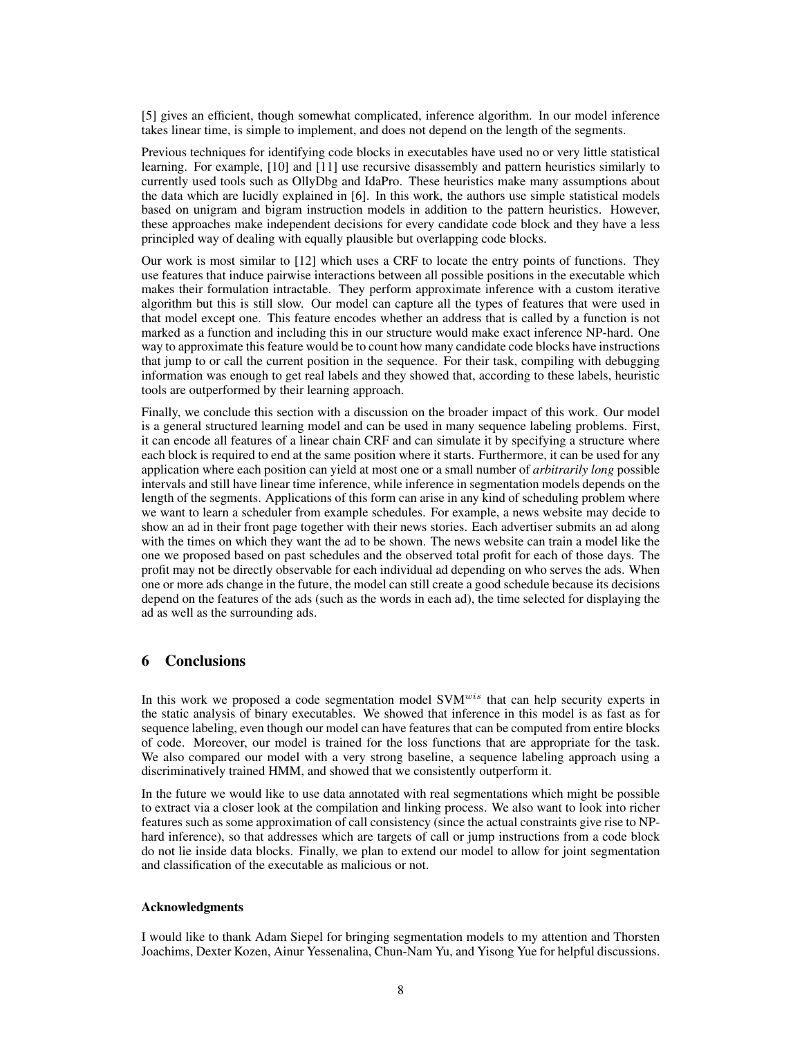[5] gives an efficient, though somewhat complicated, inference algorithm. In our model inference takes linear time, is simple to implement, and does not depend on the length of the segments.

Previous techniques for identifying code blocks in executables have used no or very little statistical learning. For example, [10] and [11] use recursive disassembly and pattern heuristics similarly to currently used tools such as OllyDbg and IdaPro. These heuristics make many assumptions about the data which are lucidly explained in [6]. In this work, the authors use simple statistical models based on unigram and bigram instruction models in addition to the pattern heuristics. However, these approaches make independent decisions for every candidate code block and they have a less principled way of dealing with equally plausible but overlapping code blocks.

Our work is most similar to [12] which uses a CRF to locate the entry points of functions. They use features that induce pairwise interactions between all possible positions in the executable which makes their formulation intractable. They perform approximate inference with a custom iterative algorithm but this is still slow. Our model can capture all the types of features that were used in that model except one. This feature encodes whether an address that is called by a function is not marked as a function and including this in our structure would make exact inference NP-hard. One way to approximate this feature would be to count how many candidate code blocks have instructions that jump to or call the current position in the sequence. For their task, compiling with debugging information was enough to get real labels and they showed that, according to these labels, heuristic tools are outperformed by their learning approach.

Finally, we conclude this section with a discussion on the broader impact of this work. Our model is a general structured learning model and can be used in many sequence labeling problems. First, it can encode all features of a linear chain CRF and can simulate it by specifying a structure where each block is required to end at the same position where it starts. Furthermore, it can be used for any application where each position can yield at most one or a small number of *arbitrarily long* possible intervals and still have linear time inference, while inference in segmentation models depends on the length of the segments. Applications of this form can arise in any kind of scheduling problem where we want to learn a scheduler from example schedules. For example, a news website may decide to show an ad in their front page together with their news stories. Each advertiser submits an ad along with the times on which they want the ad to be shown. The news website can train a model like the one we proposed based on past schedules and the observed total profit for each of those days. The profit may not be directly observable for each individual ad depending on who serves the ads. When one or more ads change in the future, the model can still create a good schedule because its decisions depend on the features of the ads (such as the words in each ad), the time selected for displaying the ad as well as the surrounding ads.

## 6 Conclusions

In this work we proposed a code segmentation model SVM$^{wis}$ that can help security experts in the static analysis of binary executables. We showed that inference in this model is as fast as for sequence labeling, even though our model can have features that can be computed from entire blocks of code. Moreover, our model is trained for the loss functions that are appropriate for the task. We also compared our model with a very strong baseline, a sequence labeling approach using a discriminatively trained HMM, and showed that we consistently outperform it.

In the future we would like to use data annotated with real segmentations which might be possible to extract via a closer look at the compilation and linking process. We also want to look into richer features such as some approximation of call consistency (since the actual constraints give rise to NP-hard inference), so that addresses which are targets of call or jump instructions from a code block do not lie inside data blocks. Finally, we plan to extend our model to allow for joint segmentation and classification of the executable as malicious or not.

#### Acknowledgments

I would like to thank Adam Siepel for bringing segmentation models to my attention and Thorsten Joachims, Dexter Kozen, Ainur Yessenalina, Chun-Nam Yu, and Yisong Yue for helpful discussions.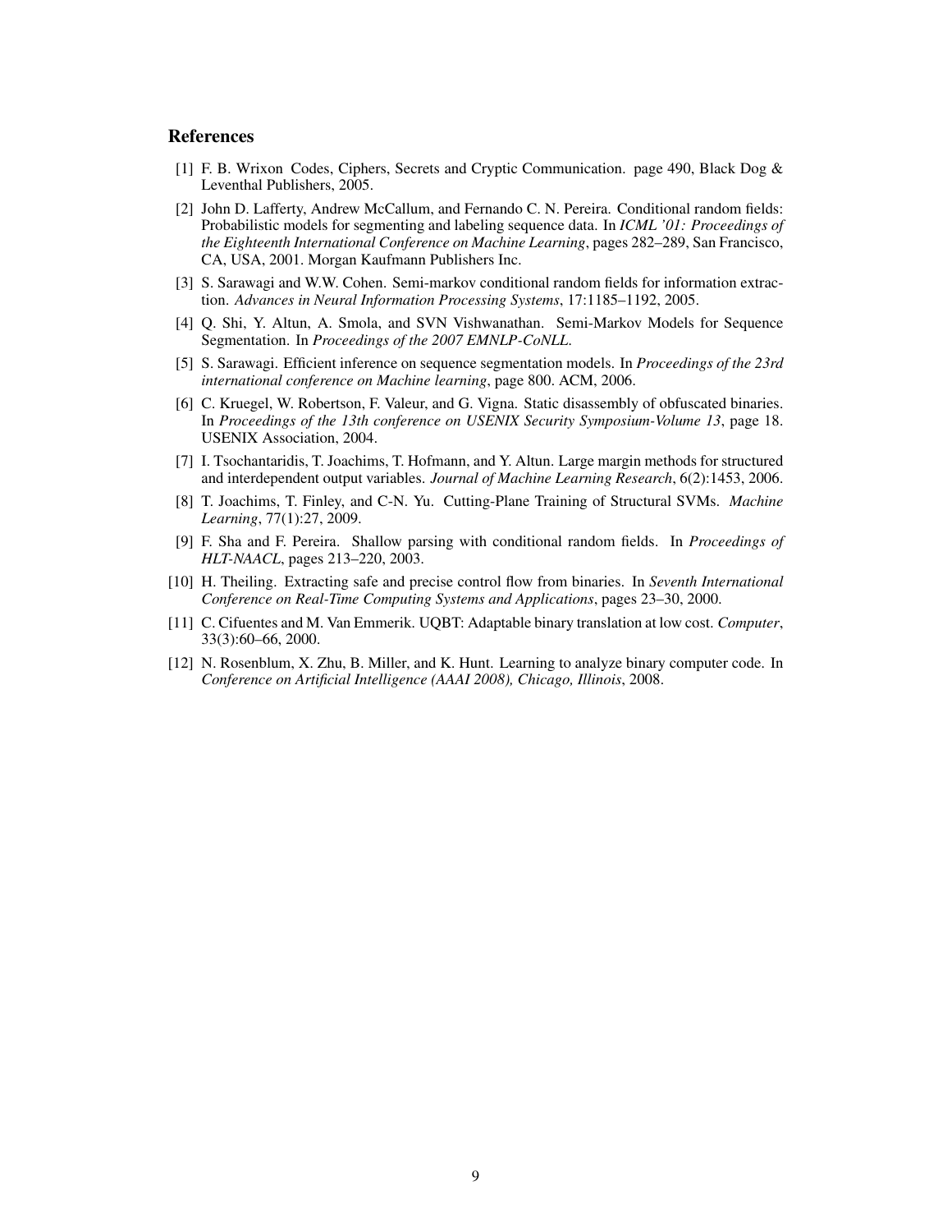## References

[1] F. B. Wrixon Codes, Ciphers, Secrets and Cryptic Communication. page 490, Black Dog & Leventhal Publishers, 2005.

[2] John D. Lafferty, Andrew McCallum, and Fernando C. N. Pereira. Conditional random fields: Probabilistic models for segmenting and labeling sequence data. In *ICML '01: Proceedings of the Eighteenth International Conference on Machine Learning*, pages 282–289, San Francisco, CA, USA, 2001. Morgan Kaufmann Publishers Inc.

[3] S. Sarawagi and W.W. Cohen. Semi-markov conditional random fields for information extraction. *Advances in Neural Information Processing Systems*, 17:1185–1192, 2005.

[4] Q. Shi, Y. Altun, A. Smola, and SVN Vishwanathan. Semi-Markov Models for Sequence Segmentation. In *Proceedings of the 2007 EMNLP-CoNLL*.

[5] S. Sarawagi. Efficient inference on sequence segmentation models. In *Proceedings of the 23rd international conference on Machine learning*, page 800. ACM, 2006.

[6] C. Kruegel, W. Robertson, F. Valeur, and G. Vigna. Static disassembly of obfuscated binaries. In *Proceedings of the 13th conference on USENIX Security Symposium-Volume 13*, page 18. USENIX Association, 2004.

[7] I. Tsochantaridis, T. Joachims, T. Hofmann, and Y. Altun. Large margin methods for structured and interdependent output variables. *Journal of Machine Learning Research*, 6(2):1453, 2006.

[8] T. Joachims, T. Finley, and C-N. Yu. Cutting-Plane Training of Structural SVMs. *Machine Learning*, 77(1):27, 2009.

[9] F. Sha and F. Pereira. Shallow parsing with conditional random fields. In *Proceedings of HLT-NAACL*, pages 213–220, 2003.

[10] H. Theiling. Extracting safe and precise control flow from binaries. In *Seventh International Conference on Real-Time Computing Systems and Applications*, pages 23–30, 2000.

[11] C. Cifuentes and M. Van Emmerik. UQBT: Adaptable binary translation at low cost. *Computer*, 33(3):60–66, 2000.

[12] N. Rosenblum, X. Zhu, B. Miller, and K. Hunt. Learning to analyze binary computer code. In *Conference on Artificial Intelligence (AAAI 2008), Chicago, Illinois*, 2008.